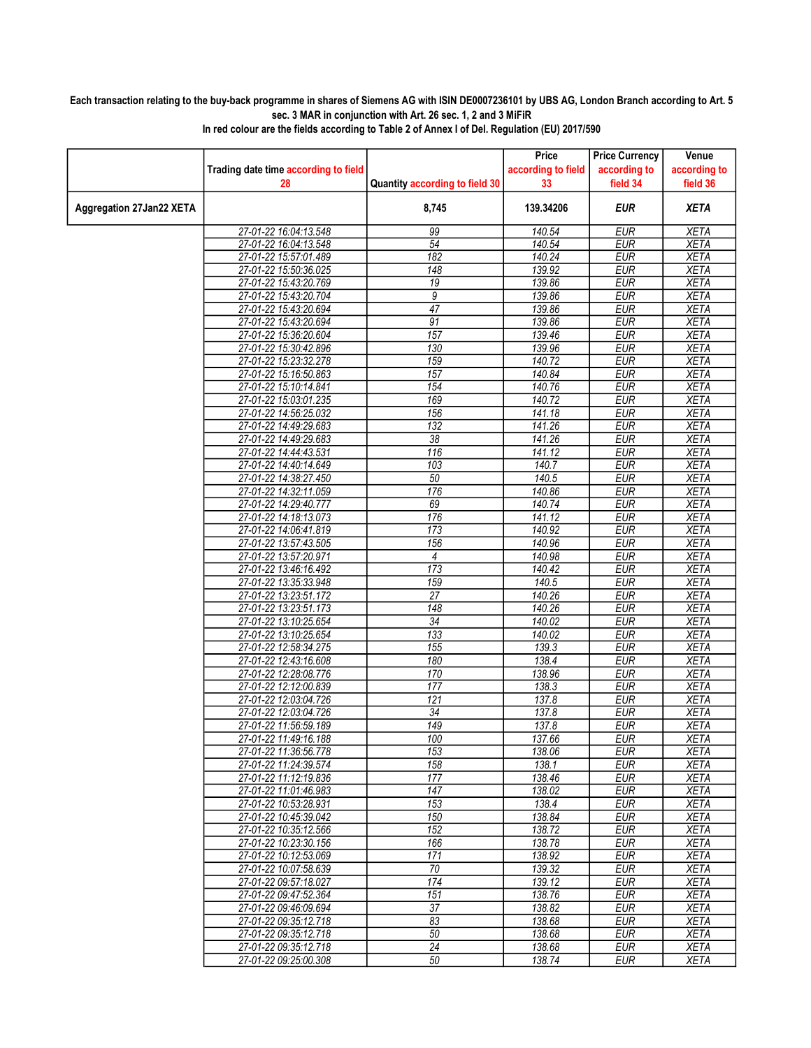**Each transaction relating to the buy-back programme in shares of Siemens AG with ISIN DE0007236101 by UBS AG, London Branch according to Art. 5 sec. 3 MAR in conjunction with Art. 26 sec. 1, 2 and 3 MiFiR**

**In red colour are the fields according to Table 2 of Annex I of Del. Regulation (EU) 2017/590**

| | Trading date time according to field 28 | Quantity according to field 30 | Price according to field 33 | Price Currency according to field 34 | Venue according to field 36 |
|---|---|---|---|---|---|
| **Aggregation 27Jan22 XETA** | | **8,745** | **139.34206** | ***EUR*** | ***XETA*** |
| | 27-01-22 16:04:13.548 | 99 | 140.54 | EUR | XETA |
| | 27-01-22 16:04:13.548 | 54 | 140.54 | EUR | XETA |
| | 27-01-22 15:57:01.489 | 182 | 140.24 | EUR | XETA |
| | 27-01-22 15:50:36.025 | 148 | 139.92 | EUR | XETA |
| | 27-01-22 15:43:20.769 | 19 | 139.86 | EUR | XETA |
| | 27-01-22 15:43:20.704 | 9 | 139.86 | EUR | XETA |
| | 27-01-22 15:43:20.694 | 47 | 139.86 | EUR | XETA |
| | 27-01-22 15:43:20.694 | 91 | 139.86 | EUR | XETA |
| | 27-01-22 15:36:20.604 | 157 | 139.46 | EUR | XETA |
| | 27-01-22 15:30:42.896 | 130 | 139.96 | EUR | XETA |
| | 27-01-22 15:23:32.278 | 159 | 140.72 | EUR | XETA |
| | 27-01-22 15:16:50.863 | 157 | 140.84 | EUR | XETA |
| | 27-01-22 15:10:14.841 | 154 | 140.76 | EUR | XETA |
| | 27-01-22 15:03:01.235 | 169 | 140.72 | EUR | XETA |
| | 27-01-22 14:56:25.032 | 156 | 141.18 | EUR | XETA |
| | 27-01-22 14:49:29.683 | 132 | 141.26 | EUR | XETA |
| | 27-01-22 14:49:29.683 | 38 | 141.26 | EUR | XETA |
| | 27-01-22 14:44:43.531 | 116 | 141.12 | EUR | XETA |
| | 27-01-22 14:40:14.649 | 103 | 140.7 | EUR | XETA |
| | 27-01-22 14:38:27.450 | 50 | 140.5 | EUR | XETA |
| | 27-01-22 14:32:11.059 | 176 | 140.86 | EUR | XETA |
| | 27-01-22 14:29:40.777 | 69 | 140.74 | EUR | XETA |
| | 27-01-22 14:18:13.073 | 176 | 141.12 | EUR | XETA |
| | 27-01-22 14:06:41.819 | 173 | 140.92 | EUR | XETA |
| | 27-01-22 13:57:43.505 | 156 | 140.96 | EUR | XETA |
| | 27-01-22 13:57:20.971 | 4 | 140.98 | EUR | XETA |
| | 27-01-22 13:46:16.492 | 173 | 140.42 | EUR | XETA |
| | 27-01-22 13:35:33.948 | 159 | 140.5 | EUR | XETA |
| | 27-01-22 13:23:51.172 | 27 | 140.26 | EUR | XETA |
| | 27-01-22 13:23:51.173 | 148 | 140.26 | EUR | XETA |
| | 27-01-22 13:10:25.654 | 34 | 140.02 | EUR | XETA |
| | 27-01-22 13:10:25.654 | 133 | 140.02 | EUR | XETA |
| | 27-01-22 12:58:34.275 | 155 | 139.3 | EUR | XETA |
| | 27-01-22 12:43:16.608 | 180 | 138.4 | EUR | XETA |
| | 27-01-22 12:28:08.776 | 170 | 138.96 | EUR | XETA |
| | 27-01-22 12:12:00.839 | 177 | 138.3 | EUR | XETA |
| | 27-01-22 12:03:04.726 | 121 | 137.8 | EUR | XETA |
| | 27-01-22 12:03:04.726 | 34 | 137.8 | EUR | XETA |
| | 27-01-22 11:56:59.189 | 149 | 137.8 | EUR | XETA |
| | 27-01-22 11:49:16.188 | 100 | 137.66 | EUR | XETA |
| | 27-01-22 11:36:56.778 | 153 | 138.06 | EUR | XETA |
| | 27-01-22 11:24:39.574 | 158 | 138.1 | EUR | XETA |
| | 27-01-22 11:12:19.836 | 177 | 138.46 | EUR | XETA |
| | 27-01-22 11:01:46.983 | 147 | 138.02 | EUR | XETA |
| | 27-01-22 10:53:28.931 | 153 | 138.4 | EUR | XETA |
| | 27-01-22 10:45:39.042 | 150 | 138.84 | EUR | XETA |
| | 27-01-22 10:35:12.566 | 152 | 138.72 | EUR | XETA |
| | 27-01-22 10:23:30.156 | 166 | 138.78 | EUR | XETA |
| | 27-01-22 10:12:53.069 | 171 | 138.92 | EUR | XETA |
| | 27-01-22 10:07:58.639 | 70 | 139.32 | EUR | XETA |
| | 27-01-22 09:57:18.027 | 174 | 139.12 | EUR | XETA |
| | 27-01-22 09:47:52.364 | 151 | 138.76 | EUR | XETA |
| | 27-01-22 09:46:09.694 | 37 | 138.82 | EUR | XETA |
| | 27-01-22 09:35:12.718 | 83 | 138.68 | EUR | XETA |
| | 27-01-22 09:35:12.718 | 50 | 138.68 | EUR | XETA |
| | 27-01-22 09:35:12.718 | 24 | 138.68 | EUR | XETA |
| | 27-01-22 09:25:00.308 | 50 | 138.74 | EUR | XETA |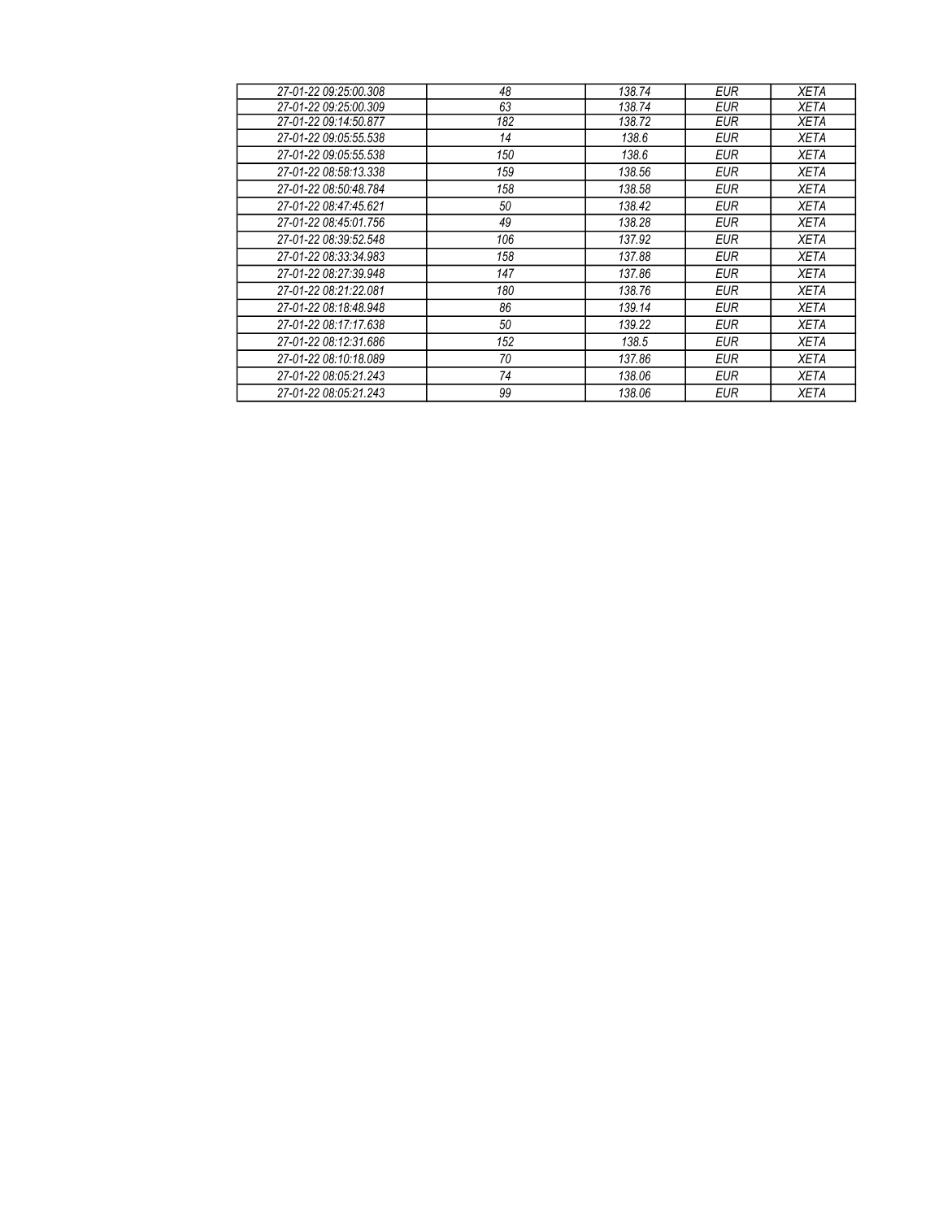| 27-01-22 09:25:00.308 | 48 | 138.74 | EUR | XETA |
|---|---|---|---|---|
| 27-01-22 09:25:00.309 | 63 | 138.74 | EUR | XETA |
| 27-01-22 09:14:50.877 | 182 | 138.72 | EUR | XETA |
| 27-01-22 09:05:55.538 | 14 | 138.6 | EUR | XETA |
| 27-01-22 09:05:55.538 | 150 | 138.6 | EUR | XETA |
| 27-01-22 08:58:13.338 | 159 | 138.56 | EUR | XETA |
| 27-01-22 08:50:48.784 | 158 | 138.58 | EUR | XETA |
| 27-01-22 08:47:45.621 | 50 | 138.42 | EUR | XETA |
| 27-01-22 08:45:01.756 | 49 | 138.28 | EUR | XETA |
| 27-01-22 08:39:52.548 | 106 | 137.92 | EUR | XETA |
| 27-01-22 08:33:34.983 | 158 | 137.88 | EUR | XETA |
| 27-01-22 08:27:39.948 | 147 | 137.86 | EUR | XETA |
| 27-01-22 08:21:22.081 | 180 | 138.76 | EUR | XETA |
| 27-01-22 08:18:48.948 | 86 | 139.14 | EUR | XETA |
| 27-01-22 08:17:17.638 | 50 | 139.22 | EUR | XETA |
| 27-01-22 08:12:31.686 | 152 | 138.5 | EUR | XETA |
| 27-01-22 08:10:18.089 | 70 | 137.86 | EUR | XETA |
| 27-01-22 08:05:21.243 | 74 | 138.06 | EUR | XETA |
| 27-01-22 08:05:21.243 | 99 | 138.06 | EUR | XETA |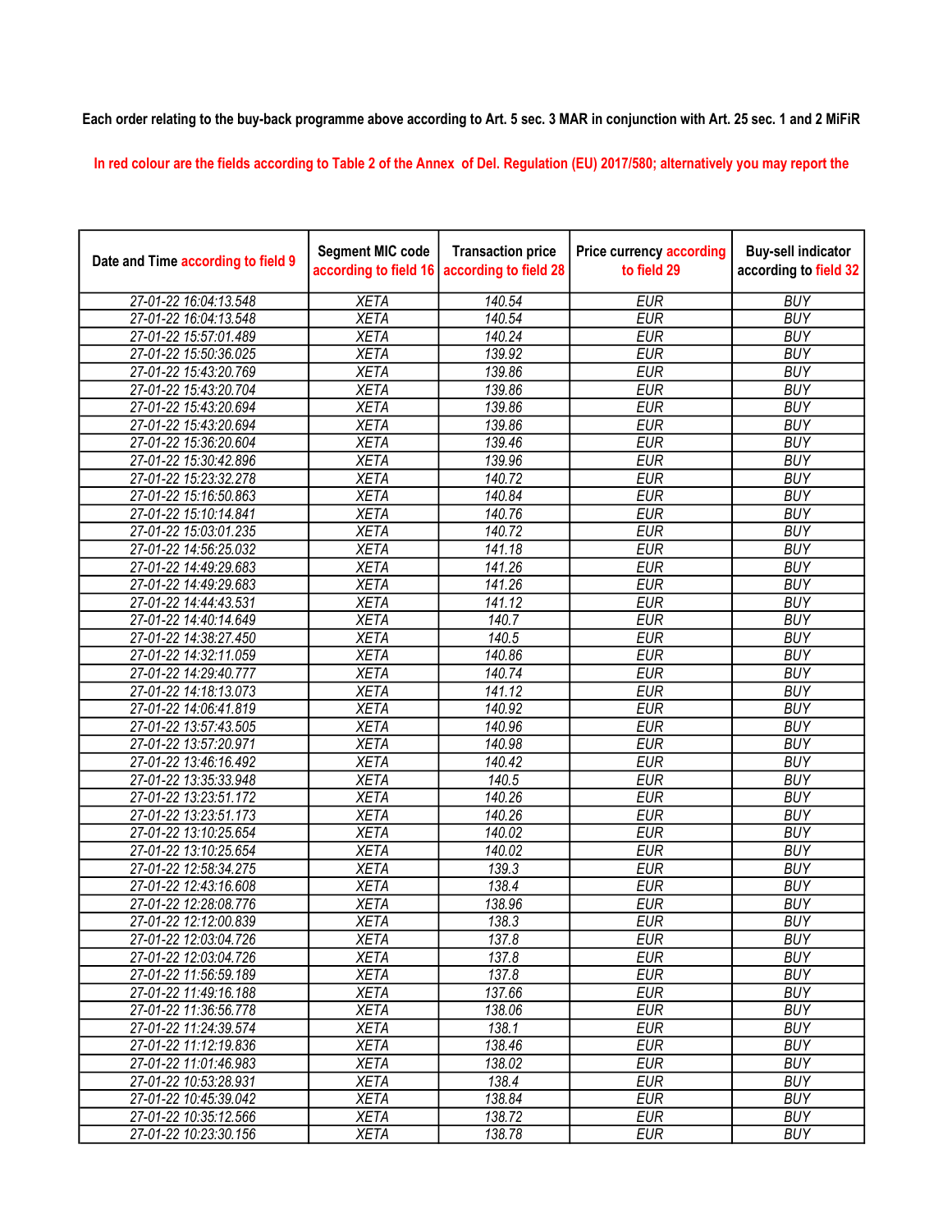Each order relating to the buy-back programme above according to Art. 5 sec. 3 MAR in conjunction with Art. 25 sec. 1 and 2 MiFiR

In red colour are the fields according to Table 2 of the Annex of Del. Regulation (EU) 2017/580; alternatively you may report the

| Date and Time according to field 9 | Segment MIC code according to field 16 | Transaction price according to field 28 | Price currency according to field 29 | Buy-sell indicator according to field 32 |
|---|---|---|---|---|
| 27-01-22 16:04:13.548 | XETA | 140.54 | EUR | BUY |
| 27-01-22 16:04:13.548 | XETA | 140.54 | EUR | BUY |
| 27-01-22 15:57:01.489 | XETA | 140.24 | EUR | BUY |
| 27-01-22 15:50:36.025 | XETA | 139.92 | EUR | BUY |
| 27-01-22 15:43:20.769 | XETA | 139.86 | EUR | BUY |
| 27-01-22 15:43:20.704 | XETA | 139.86 | EUR | BUY |
| 27-01-22 15:43:20.694 | XETA | 139.86 | EUR | BUY |
| 27-01-22 15:43:20.694 | XETA | 139.86 | EUR | BUY |
| 27-01-22 15:36:20.604 | XETA | 139.46 | EUR | BUY |
| 27-01-22 15:30:42.896 | XETA | 139.96 | EUR | BUY |
| 27-01-22 15:23:32.278 | XETA | 140.72 | EUR | BUY |
| 27-01-22 15:16:50.863 | XETA | 140.84 | EUR | BUY |
| 27-01-22 15:10:14.841 | XETA | 140.76 | EUR | BUY |
| 27-01-22 15:03:01.235 | XETA | 140.72 | EUR | BUY |
| 27-01-22 14:56:25.032 | XETA | 141.18 | EUR | BUY |
| 27-01-22 14:49:29.683 | XETA | 141.26 | EUR | BUY |
| 27-01-22 14:49:29.683 | XETA | 141.26 | EUR | BUY |
| 27-01-22 14:44:43.531 | XETA | 141.12 | EUR | BUY |
| 27-01-22 14:40:14.649 | XETA | 140.7 | EUR | BUY |
| 27-01-22 14:38:27.450 | XETA | 140.5 | EUR | BUY |
| 27-01-22 14:32:11.059 | XETA | 140.86 | EUR | BUY |
| 27-01-22 14:29:40.777 | XETA | 140.74 | EUR | BUY |
| 27-01-22 14:18:13.073 | XETA | 141.12 | EUR | BUY |
| 27-01-22 14:06:41.819 | XETA | 140.92 | EUR | BUY |
| 27-01-22 13:57:43.505 | XETA | 140.96 | EUR | BUY |
| 27-01-22 13:57:20.971 | XETA | 140.98 | EUR | BUY |
| 27-01-22 13:46:16.492 | XETA | 140.42 | EUR | BUY |
| 27-01-22 13:35:33.948 | XETA | 140.5 | EUR | BUY |
| 27-01-22 13:23:51.172 | XETA | 140.26 | EUR | BUY |
| 27-01-22 13:23:51.173 | XETA | 140.26 | EUR | BUY |
| 27-01-22 13:10:25.654 | XETA | 140.02 | EUR | BUY |
| 27-01-22 13:10:25.654 | XETA | 140.02 | EUR | BUY |
| 27-01-22 12:58:34.275 | XETA | 139.3 | EUR | BUY |
| 27-01-22 12:43:16.608 | XETA | 138.4 | EUR | BUY |
| 27-01-22 12:28:08.776 | XETA | 138.96 | EUR | BUY |
| 27-01-22 12:12:00.839 | XETA | 138.3 | EUR | BUY |
| 27-01-22 12:03:04.726 | XETA | 137.8 | EUR | BUY |
| 27-01-22 12:03:04.726 | XETA | 137.8 | EUR | BUY |
| 27-01-22 11:56:59.189 | XETA | 137.8 | EUR | BUY |
| 27-01-22 11:49:16.188 | XETA | 137.66 | EUR | BUY |
| 27-01-22 11:36:56.778 | XETA | 138.06 | EUR | BUY |
| 27-01-22 11:24:39.574 | XETA | 138.1 | EUR | BUY |
| 27-01-22 11:12:19.836 | XETA | 138.46 | EUR | BUY |
| 27-01-22 11:01:46.983 | XETA | 138.02 | EUR | BUY |
| 27-01-22 10:53:28.931 | XETA | 138.4 | EUR | BUY |
| 27-01-22 10:45:39.042 | XETA | 138.84 | EUR | BUY |
| 27-01-22 10:35:12.566 | XETA | 138.72 | EUR | BUY |
| 27-01-22 10:23:30.156 | XETA | 138.78 | EUR | BUY |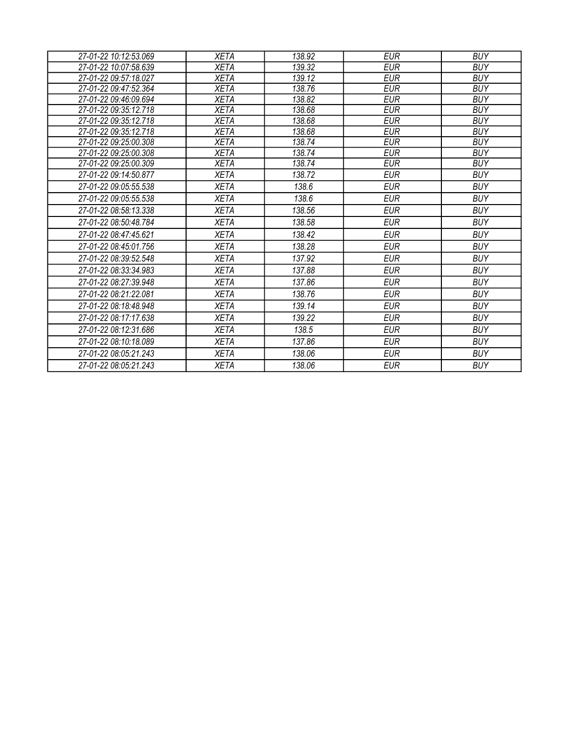| | | | | |
|---|---|---|---|---|
| *27-01-22 10:12:53.069* | *XETA* | *138.92* | *EUR* | *BUY* |
| *27-01-22 10:07:58.639* | *XETA* | *139.32* | *EUR* | *BUY* |
| *27-01-22 09:57:18.027* | *XETA* | *139.12* | *EUR* | *BUY* |
| *27-01-22 09:47:52.364* | *XETA* | *138.76* | *EUR* | *BUY* |
| *27-01-22 09:46:09.694* | *XETA* | *138.82* | *EUR* | *BUY* |
| *27-01-22 09:35:12.718* | *XETA* | *138.68* | *EUR* | *BUY* |
| *27-01-22 09:35:12.718* | *XETA* | *138.68* | *EUR* | *BUY* |
| *27-01-22 09:35:12.718* | *XETA* | *138.68* | *EUR* | *BUY* |
| *27-01-22 09:25:00.308* | *XETA* | *138.74* | *EUR* | *BUY* |
| *27-01-22 09:25:00.308* | *XETA* | *138.74* | *EUR* | *BUY* |
| *27-01-22 09:25:00.309* | *XETA* | *138.74* | *EUR* | *BUY* |
| *27-01-22 09:14:50.877* | *XETA* | *138.72* | *EUR* | *BUY* |
| *27-01-22 09:05:55.538* | *XETA* | *138.6* | *EUR* | *BUY* |
| *27-01-22 09:05:55.538* | *XETA* | *138.6* | *EUR* | *BUY* |
| *27-01-22 08:58:13.338* | *XETA* | *138.56* | *EUR* | *BUY* |
| *27-01-22 08:50:48.784* | *XETA* | *138.58* | *EUR* | *BUY* |
| *27-01-22 08:47:45.621* | *XETA* | *138.42* | *EUR* | *BUY* |
| *27-01-22 08:45:01.756* | *XETA* | *138.28* | *EUR* | *BUY* |
| *27-01-22 08:39:52.548* | *XETA* | *137.92* | *EUR* | *BUY* |
| *27-01-22 08:33:34.983* | *XETA* | *137.88* | *EUR* | *BUY* |
| *27-01-22 08:27:39.948* | *XETA* | *137.86* | *EUR* | *BUY* |
| *27-01-22 08:21:22.081* | *XETA* | *138.76* | *EUR* | *BUY* |
| *27-01-22 08:18:48.948* | *XETA* | *139.14* | *EUR* | *BUY* |
| *27-01-22 08:17:17.638* | *XETA* | *139.22* | *EUR* | *BUY* |
| *27-01-22 08:12:31.686* | *XETA* | *138.5* | *EUR* | *BUY* |
| *27-01-22 08:10:18.089* | *XETA* | *137.86* | *EUR* | *BUY* |
| *27-01-22 08:05:21.243* | *XETA* | *138.06* | *EUR* | *BUY* |
| *27-01-22 08:05:21.243* | *XETA* | *138.06* | *EUR* | *BUY* |